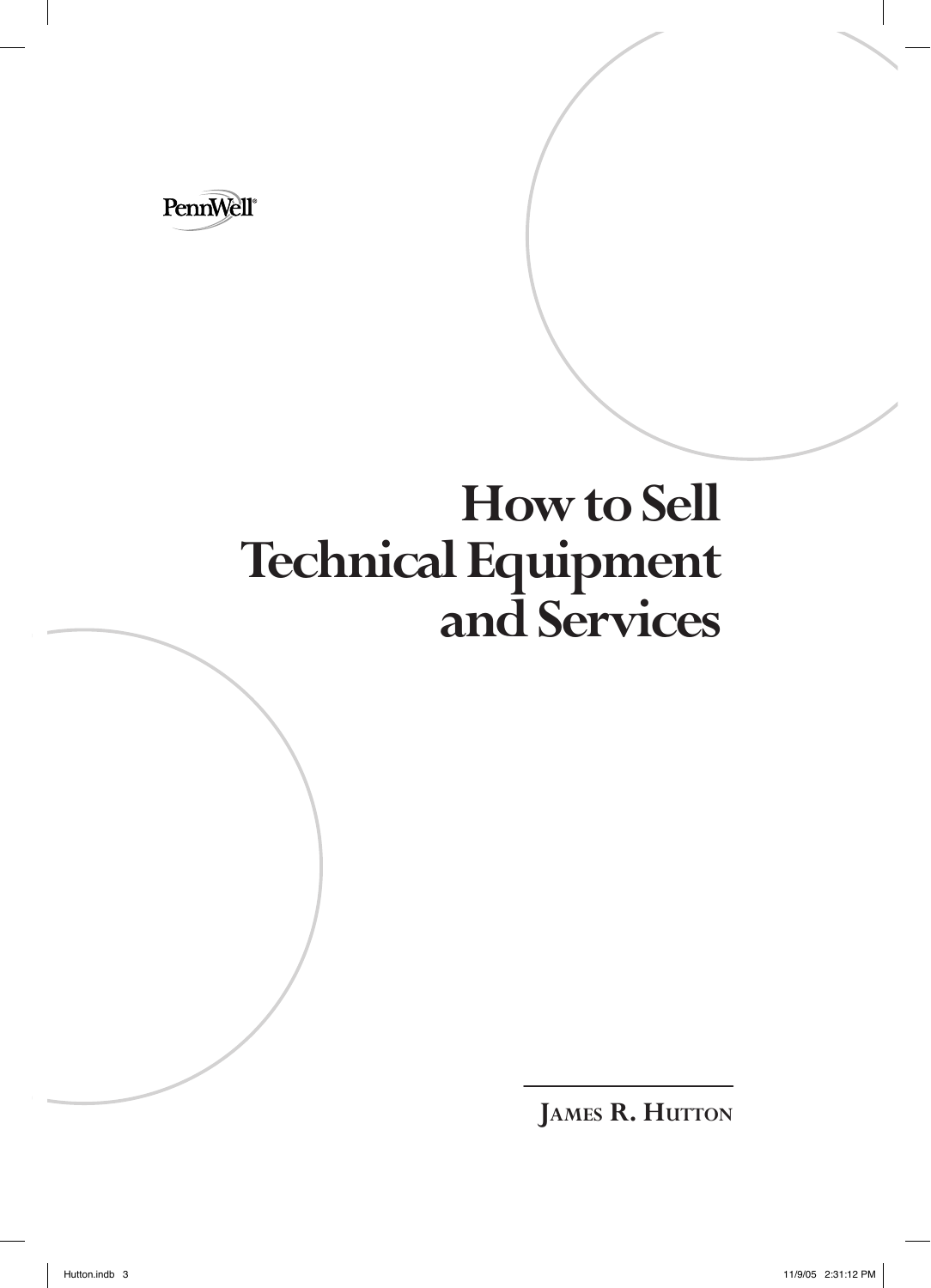PennWell®

# How to Sell Technical Equipment and Services

James R. Hutton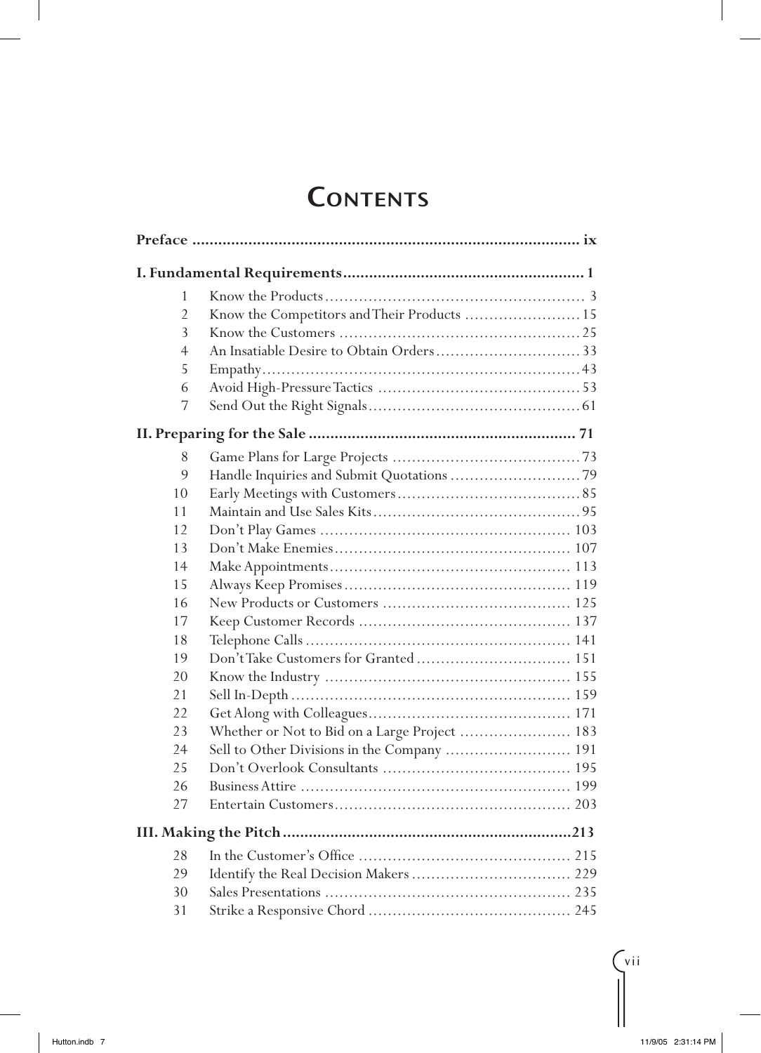# Contents

| | | |
|---|---|---|
| **Preface** | | **ix** |
| **I. Fundamental Requirements** | | **1** |
| 1 | Know the Products | 3 |
| 2 | Know the Competitors and Their Products | 15 |
| 3 | Know the Customers | 25 |
| 4 | An Insatiable Desire to Obtain Orders | 33 |
| 5 | Empathy | 43 |
| 6 | Avoid High-Pressure Tactics | 53 |
| 7 | Send Out the Right Signals | 61 |
| **II. Preparing for the Sale** | | **71** |
| 8 | Game Plans for Large Projects | 73 |
| 9 | Handle Inquiries and Submit Quotations | 79 |
| 10 | Early Meetings with Customers | 85 |
| 11 | Maintain and Use Sales Kits | 95 |
| 12 | Don't Play Games | 103 |
| 13 | Don't Make Enemies | 107 |
| 14 | Make Appointments | 113 |
| 15 | Always Keep Promises | 119 |
| 16 | New Products or Customers | 125 |
| 17 | Keep Customer Records | 137 |
| 18 | Telephone Calls | 141 |
| 19 | Don't Take Customers for Granted | 151 |
| 20 | Know the Industry | 155 |
| 21 | Sell In-Depth | 159 |
| 22 | Get Along with Colleagues | 171 |
| 23 | Whether or Not to Bid on a Large Project | 183 |
| 24 | Sell to Other Divisions in the Company | 191 |
| 25 | Don't Overlook Consultants | 195 |
| 26 | Business Attire | 199 |
| 27 | Entertain Customers | 203 |
| **III. Making the Pitch** | | **213** |
| 28 | In the Customer's Office | 215 |
| 29 | Identify the Real Decision Makers | 229 |
| 30 | Sales Presentations | 235 |
| 31 | Strike a Responsive Chord | 245 |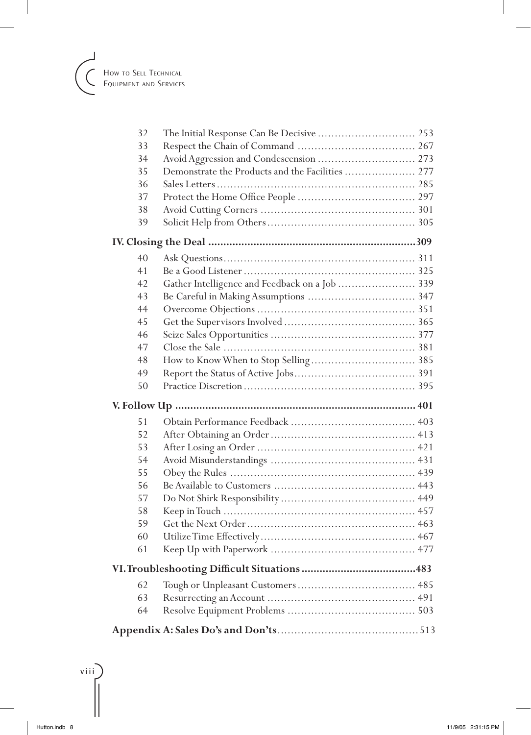| | | |
|---|---|---|
| 32 | The Initial Response Can Be Decisive | 253 |
| 33 | Respect the Chain of Command | 267 |
| 34 | Avoid Aggression and Condescension | 273 |
| 35 | Demonstrate the Products and the Facilities | 277 |
| 36 | Sales Letters | 285 |
| 37 | Protect the Home Office People | 297 |
| 38 | Avoid Cutting Corners | 301 |
| 39 | Solicit Help from Others | 305 |

**IV. Closing the Deal ........ 309**

| | | |
|---|---|---|
| 40 | Ask Questions | 311 |
| 41 | Be a Good Listener | 325 |
| 42 | Gather Intelligence and Feedback on a Job | 339 |
| 43 | Be Careful in Making Assumptions | 347 |
| 44 | Overcome Objections | 351 |
| 45 | Get the Supervisors Involved | 365 |
| 46 | Seize Sales Opportunities | 377 |
| 47 | Close the Sale | 381 |
| 48 | How to Know When to Stop Selling | 385 |
| 49 | Report the Status of Active Jobs | 391 |
| 50 | Practice Discretion | 395 |

**V. Follow Up ........ 401**

| | | |
|---|---|---|
| 51 | Obtain Performance Feedback | 403 |
| 52 | After Obtaining an Order | 413 |
| 53 | After Losing an Order | 421 |
| 54 | Avoid Misunderstandings | 431 |
| 55 | Obey the Rules | 439 |
| 56 | Be Available to Customers | 443 |
| 57 | Do Not Shirk Responsibility | 449 |
| 58 | Keep in Touch | 457 |
| 59 | Get the Next Order | 463 |
| 60 | Utilize Time Effectively | 467 |
| 61 | Keep Up with Paperwork | 477 |

**VI. Troubleshooting Difficult Situations ........ 483**

| | | |
|---|---|---|
| 62 | Tough or Unpleasant Customers | 485 |
| 63 | Resurrecting an Account | 491 |
| 64 | Resolve Equipment Problems | 503 |

**Appendix A: Sales Do's and Don'ts** ........ 513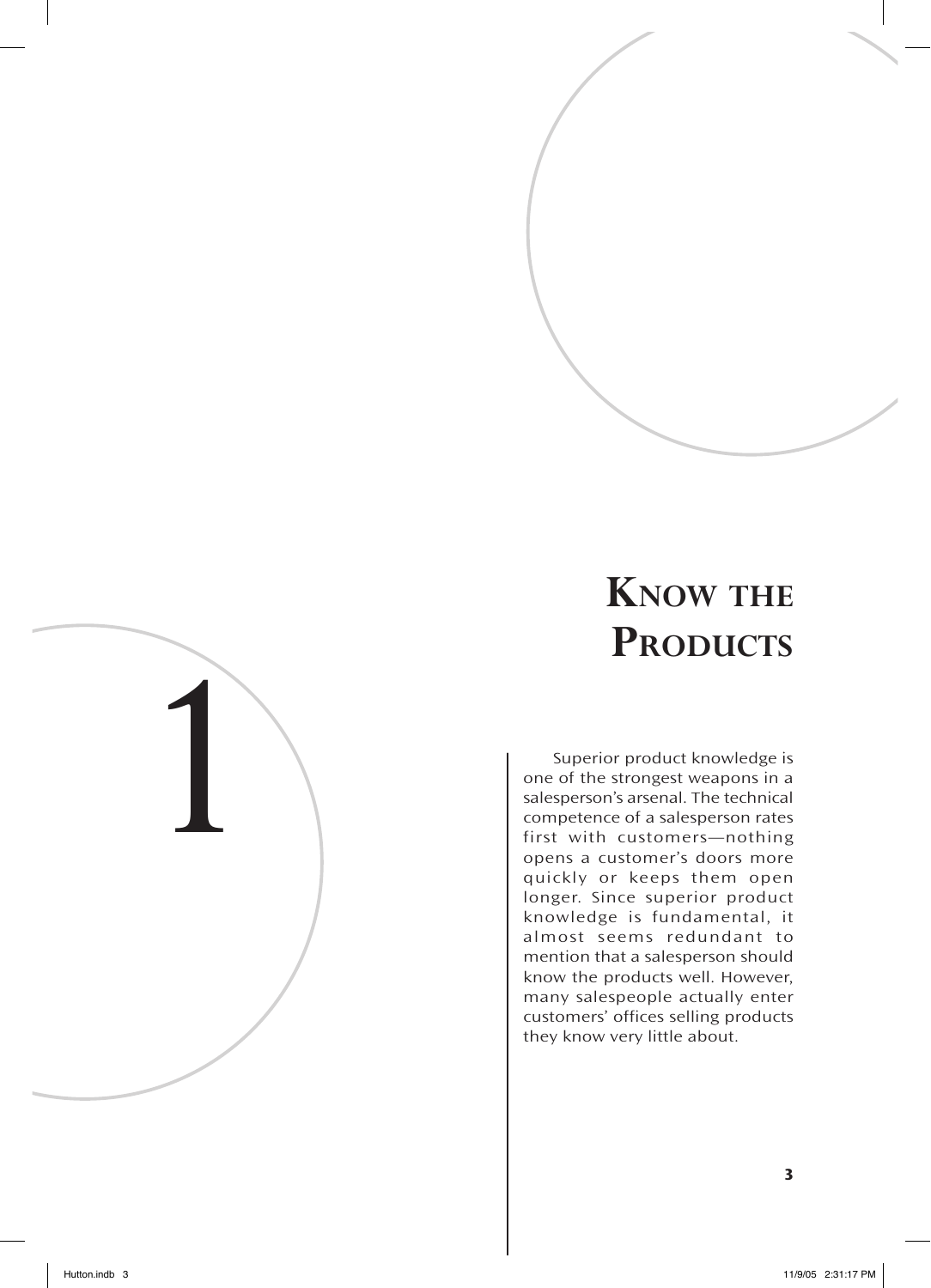# 1

# Know the Products

Superior product knowledge is one of the strongest weapons in a salesperson's arsenal. The technical competence of a salesperson rates first with customers—nothing opens a customer's doors more quickly or keeps them open longer. Since superior product knowledge is fundamental, it almost seems redundant to mention that a salesperson should know the products well. However, many salespeople actually enter customers' offices selling products they know very little about.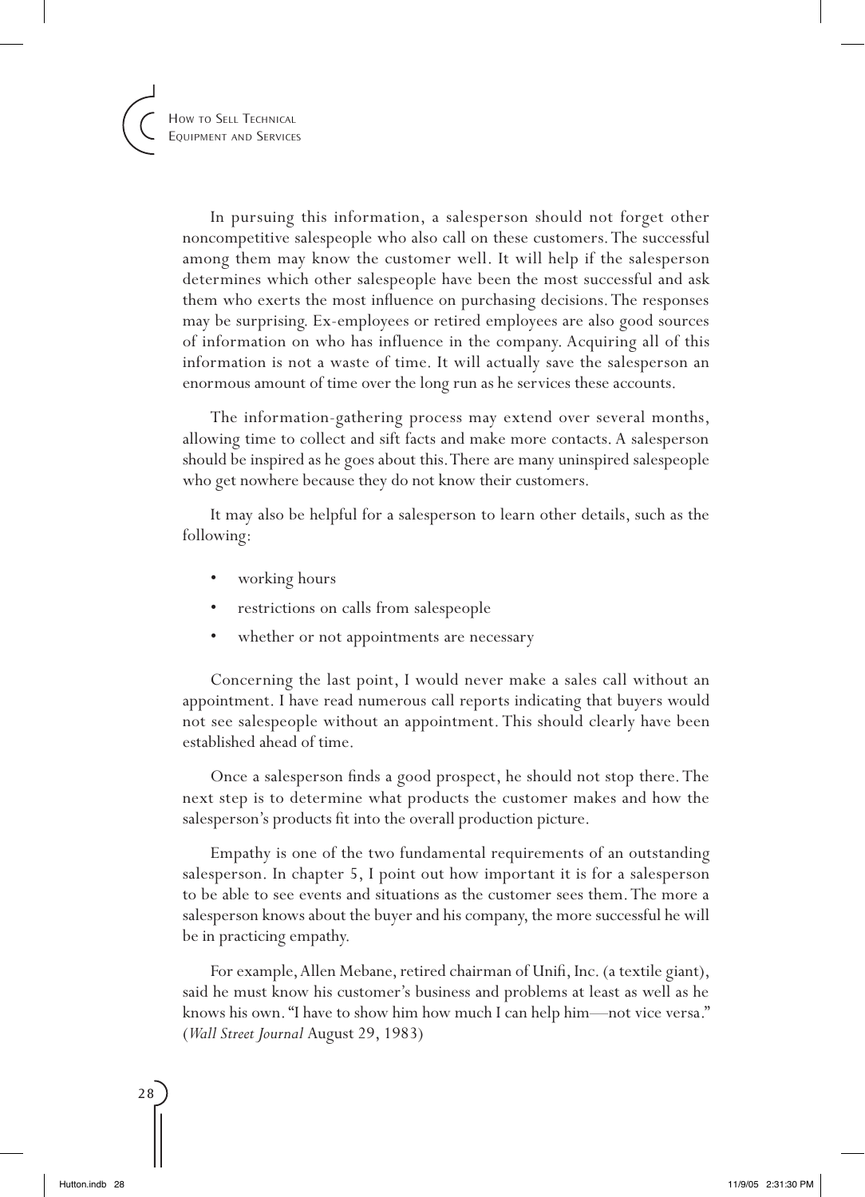In pursuing this information, a salesperson should not forget other noncompetitive salespeople who also call on these customers. The successful among them may know the customer well. It will help if the salesperson determines which other salespeople have been the most successful and ask them who exerts the most influence on purchasing decisions. The responses may be surprising. Ex-employees or retired employees are also good sources of information on who has influence in the company. Acquiring all of this information is not a waste of time. It will actually save the salesperson an enormous amount of time over the long run as he services these accounts.

The information-gathering process may extend over several months, allowing time to collect and sift facts and make more contacts. A salesperson should be inspired as he goes about this. There are many uninspired salespeople who get nowhere because they do not know their customers.

It may also be helpful for a salesperson to learn other details, such as the following:

- working hours
- restrictions on calls from salespeople
- whether or not appointments are necessary

Concerning the last point, I would never make a sales call without an appointment. I have read numerous call reports indicating that buyers would not see salespeople without an appointment. This should clearly have been established ahead of time.

Once a salesperson finds a good prospect, he should not stop there. The next step is to determine what products the customer makes and how the salesperson's products fit into the overall production picture.

Empathy is one of the two fundamental requirements of an outstanding salesperson. In chapter 5, I point out how important it is for a salesperson to be able to see events and situations as the customer sees them. The more a salesperson knows about the buyer and his company, the more successful he will be in practicing empathy.

For example, Allen Mebane, retired chairman of Unifi, Inc. (a textile giant), said he must know his customer's business and problems at least as well as he knows his own. "I have to show him how much I can help him—not vice versa." (*Wall Street Journal* August 29, 1983)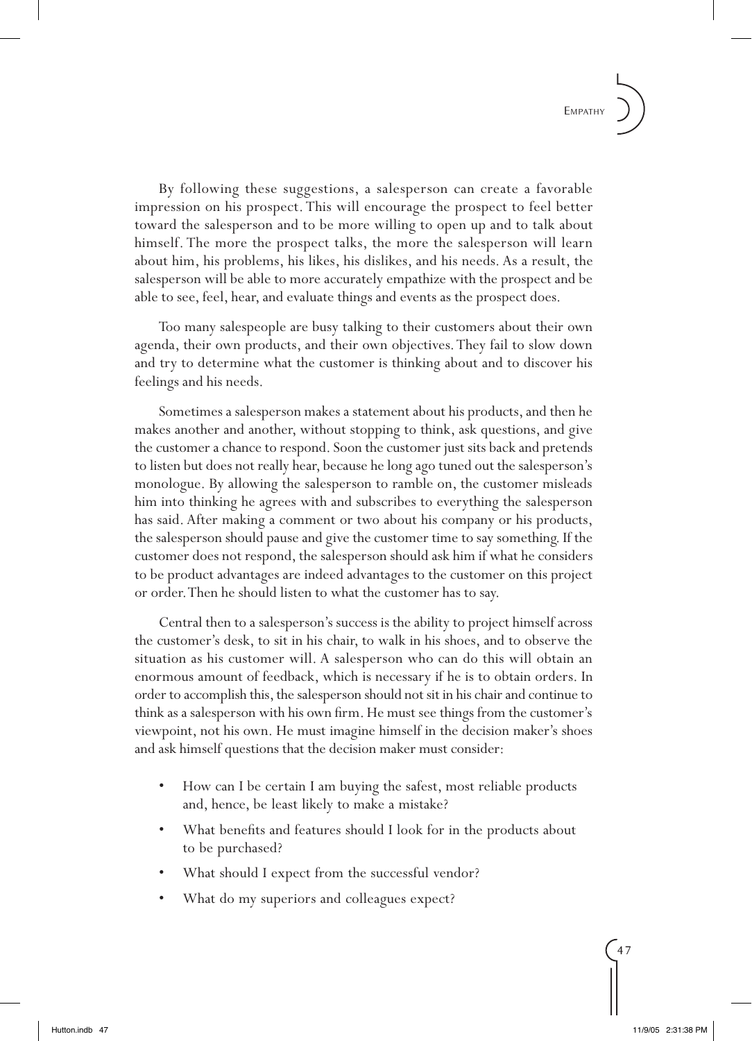By following these suggestions, a salesperson can create a favorable impression on his prospect. This will encourage the prospect to feel better toward the salesperson and to be more willing to open up and to talk about himself. The more the prospect talks, the more the salesperson will learn about him, his problems, his likes, his dislikes, and his needs. As a result, the salesperson will be able to more accurately empathize with the prospect and be able to see, feel, hear, and evaluate things and events as the prospect does.

Too many salespeople are busy talking to their customers about their own agenda, their own products, and their own objectives. They fail to slow down and try to determine what the customer is thinking about and to discover his feelings and his needs.

Sometimes a salesperson makes a statement about his products, and then he makes another and another, without stopping to think, ask questions, and give the customer a chance to respond. Soon the customer just sits back and pretends to listen but does not really hear, because he long ago tuned out the salesperson's monologue. By allowing the salesperson to ramble on, the customer misleads him into thinking he agrees with and subscribes to everything the salesperson has said. After making a comment or two about his company or his products, the salesperson should pause and give the customer time to say something. If the customer does not respond, the salesperson should ask him if what he considers to be product advantages are indeed advantages to the customer on this project or order. Then he should listen to what the customer has to say.

Central then to a salesperson's success is the ability to project himself across the customer's desk, to sit in his chair, to walk in his shoes, and to observe the situation as his customer will. A salesperson who can do this will obtain an enormous amount of feedback, which is necessary if he is to obtain orders. In order to accomplish this, the salesperson should not sit in his chair and continue to think as a salesperson with his own firm. He must see things from the customer's viewpoint, not his own. He must imagine himself in the decision maker's shoes and ask himself questions that the decision maker must consider:

- How can I be certain I am buying the safest, most reliable products and, hence, be least likely to make a mistake?
- What benefits and features should I look for in the products about to be purchased?
- What should I expect from the successful vendor?
- What do my superiors and colleagues expect?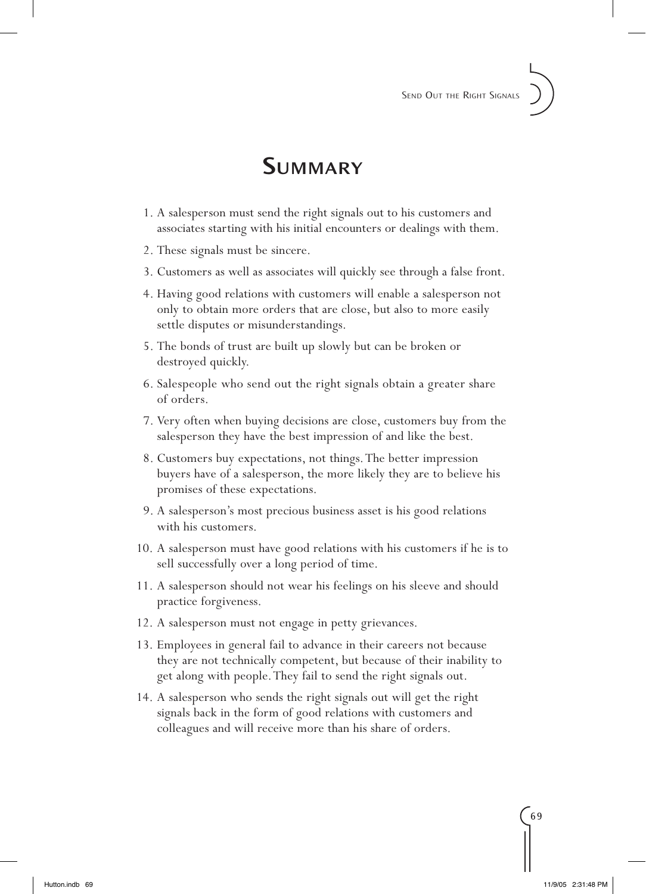# Summary

1. A salesperson must send the right signals out to his customers and associates starting with his initial encounters or dealings with them.
2. These signals must be sincere.
3. Customers as well as associates will quickly see through a false front.
4. Having good relations with customers will enable a salesperson not only to obtain more orders that are close, but also to more easily settle disputes or misunderstandings.
5. The bonds of trust are built up slowly but can be broken or destroyed quickly.
6. Salespeople who send out the right signals obtain a greater share of orders.
7. Very often when buying decisions are close, customers buy from the salesperson they have the best impression of and like the best.
8. Customers buy expectations, not things. The better impression buyers have of a salesperson, the more likely they are to believe his promises of these expectations.
9. A salesperson's most precious business asset is his good relations with his customers.
10. A salesperson must have good relations with his customers if he is to sell successfully over a long period of time.
11. A salesperson should not wear his feelings on his sleeve and should practice forgiveness.
12. A salesperson must not engage in petty grievances.
13. Employees in general fail to advance in their careers not because they are not technically competent, but because of their inability to get along with people. They fail to send the right signals out.
14. A salesperson who sends the right signals out will get the right signals back in the form of good relations with customers and colleagues and will receive more than his share of orders.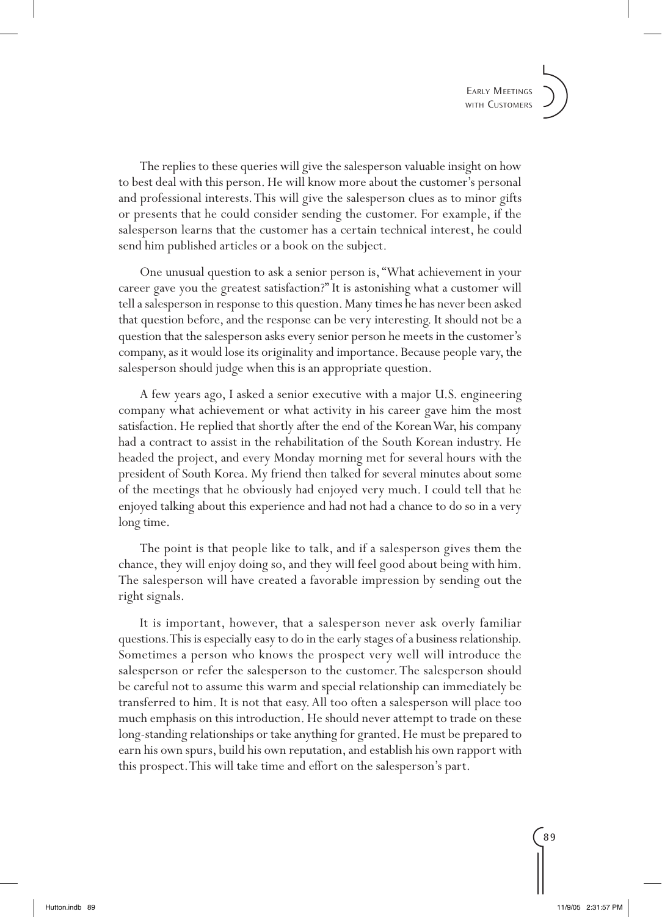The replies to these queries will give the salesperson valuable insight on how to best deal with this person. He will know more about the customer's personal and professional interests. This will give the salesperson clues as to minor gifts or presents that he could consider sending the customer. For example, if the salesperson learns that the customer has a certain technical interest, he could send him published articles or a book on the subject.

One unusual question to ask a senior person is, "What achievement in your career gave you the greatest satisfaction?" It is astonishing what a customer will tell a salesperson in response to this question. Many times he has never been asked that question before, and the response can be very interesting. It should not be a question that the salesperson asks every senior person he meets in the customer's company, as it would lose its originality and importance. Because people vary, the salesperson should judge when this is an appropriate question.

A few years ago, I asked a senior executive with a major U.S. engineering company what achievement or what activity in his career gave him the most satisfaction. He replied that shortly after the end of the Korean War, his company had a contract to assist in the rehabilitation of the South Korean industry. He headed the project, and every Monday morning met for several hours with the president of South Korea. My friend then talked for several minutes about some of the meetings that he obviously had enjoyed very much. I could tell that he enjoyed talking about this experience and had not had a chance to do so in a very long time.

The point is that people like to talk, and if a salesperson gives them the chance, they will enjoy doing so, and they will feel good about being with him. The salesperson will have created a favorable impression by sending out the right signals.

It is important, however, that a salesperson never ask overly familiar questions. This is especially easy to do in the early stages of a business relationship. Sometimes a person who knows the prospect very well will introduce the salesperson or refer the salesperson to the customer. The salesperson should be careful not to assume this warm and special relationship can immediately be transferred to him. It is not that easy. All too often a salesperson will place too much emphasis on this introduction. He should never attempt to trade on these long-standing relationships or take anything for granted. He must be prepared to earn his own spurs, build his own reputation, and establish his own rapport with this prospect. This will take time and effort on the salesperson's part.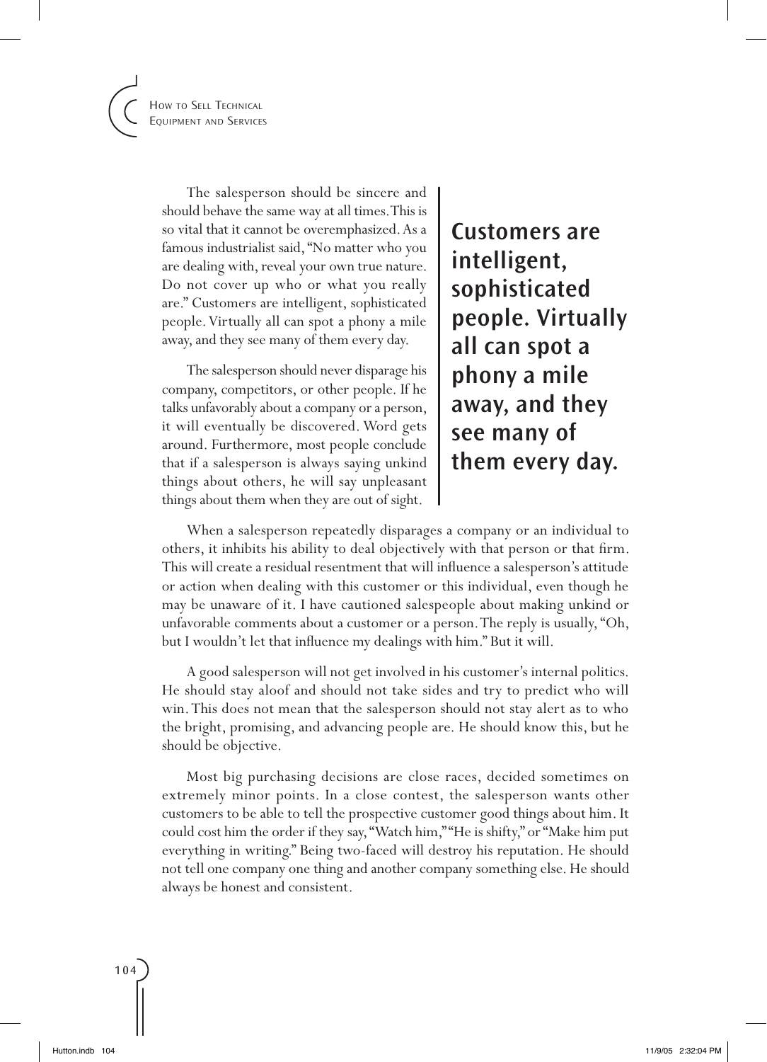The salesperson should be sincere and should behave the same way at all times. This is so vital that it cannot be overemphasized. As a famous industrialist said, "No matter who you are dealing with, reveal your own true nature. Do not cover up who or what you really are." Customers are intelligent, sophisticated people. Virtually all can spot a phony a mile away, and they see many of them every day.

> **Customers are intelligent, sophisticated people. Virtually all can spot a phony a mile away, and they see many of them every day.**

The salesperson should never disparage his company, competitors, or other people. If he talks unfavorably about a company or a person, it will eventually be discovered. Word gets around. Furthermore, most people conclude that if a salesperson is always saying unkind things about others, he will say unpleasant things about them when they are out of sight.

When a salesperson repeatedly disparages a company or an individual to others, it inhibits his ability to deal objectively with that person or that firm. This will create a residual resentment that will influence a salesperson's attitude or action when dealing with this customer or this individual, even though he may be unaware of it. I have cautioned salespeople about making unkind or unfavorable comments about a customer or a person. The reply is usually, "Oh, but I wouldn't let that influence my dealings with him." But it will.

A good salesperson will not get involved in his customer's internal politics. He should stay aloof and should not take sides and try to predict who will win. This does not mean that the salesperson should not stay alert as to who the bright, promising, and advancing people are. He should know this, but he should be objective.

Most big purchasing decisions are close races, decided sometimes on extremely minor points. In a close contest, the salesperson wants other customers to be able to tell the prospective customer good things about him. It could cost him the order if they say, "Watch him," "He is shifty," or "Make him put everything in writing." Being two-faced will destroy his reputation. He should not tell one company one thing and another company something else. He should always be honest and consistent.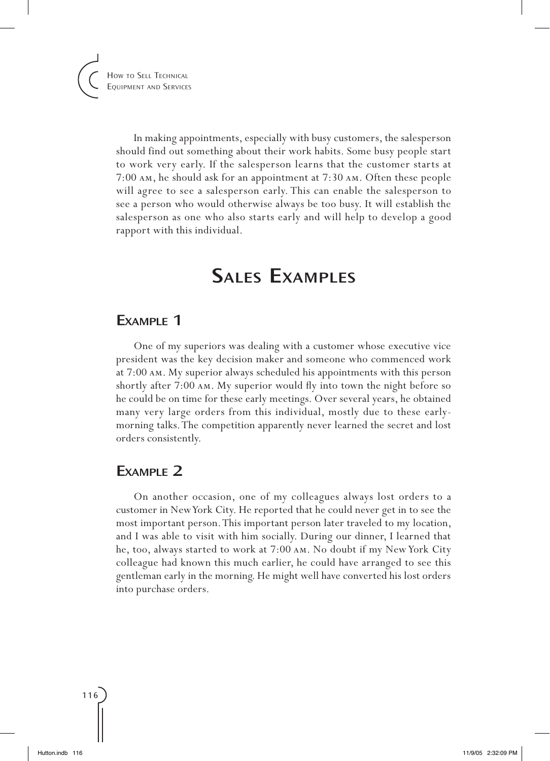In making appointments, especially with busy customers, the salesperson should find out something about their work habits. Some busy people start to work very early. If the salesperson learns that the customer starts at 7:00 AM, he should ask for an appointment at 7:30 AM. Often these people will agree to see a salesperson early. This can enable the salesperson to see a person who would otherwise always be too busy. It will establish the salesperson as one who also starts early and will help to develop a good rapport with this individual.

# Sales Examples

## Example 1

One of my superiors was dealing with a customer whose executive vice president was the key decision maker and someone who commenced work at 7:00 AM. My superior always scheduled his appointments with this person shortly after 7:00 AM. My superior would fly into town the night before so he could be on time for these early meetings. Over several years, he obtained many very large orders from this individual, mostly due to these early-morning talks. The competition apparently never learned the secret and lost orders consistently.

## Example 2

On another occasion, one of my colleagues always lost orders to a customer in New York City. He reported that he could never get in to see the most important person. This important person later traveled to my location, and I was able to visit with him socially. During our dinner, I learned that he, too, always started to work at 7:00 AM. No doubt if my New York City colleague had known this much earlier, he could have arranged to see this gentleman early in the morning. He might well have converted his lost orders into purchase orders.